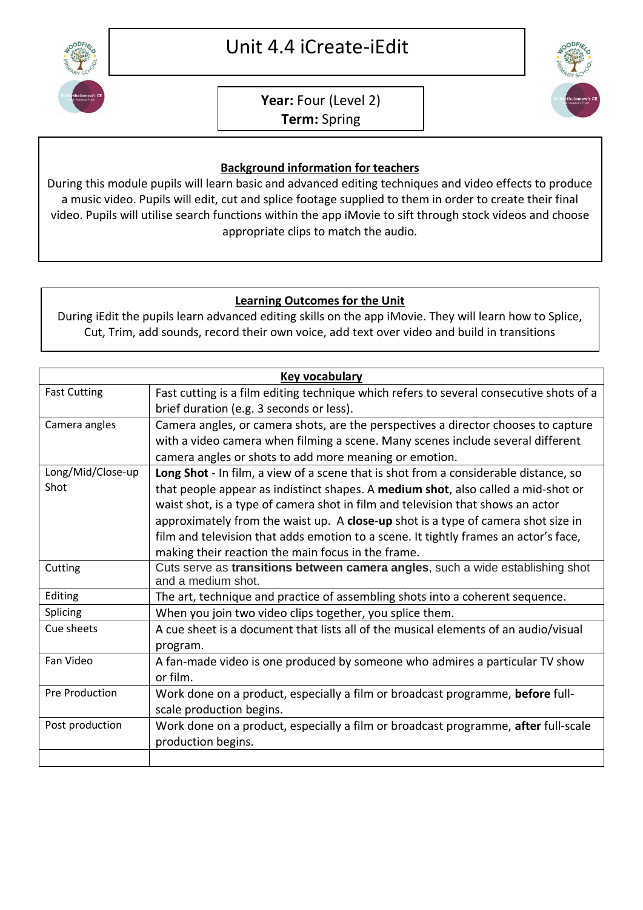# Unit 4.4 iCreate-iEdit

**Year:** Four (Level 2)
**Term:** Spring

## Background information for teachers

During this module pupils will learn basic and advanced editing techniques and video effects to produce a music video. Pupils will edit, cut and splice footage supplied to them in order to create their final video. Pupils will utilise search functions within the app iMovie to sift through stock videos and choose appropriate clips to match the audio.

## Learning Outcomes for the Unit

During iEdit the pupils learn advanced editing skills on the app iMovie. They will learn how to Splice, Cut, Trim, add sounds, record their own voice, add text over video and build in transitions

| Key vocabulary | |
|---|---|
| Fast Cutting | Fast cutting is a film editing technique which refers to several consecutive shots of a brief duration (e.g. 3 seconds or less). |
| Camera angles | Camera angles, or camera shots, are the perspectives a director chooses to capture with a video camera when filming a scene. Many scenes include several different camera angles or shots to add more meaning or emotion. |
| Long/Mid/Close-up Shot | **Long Shot** - In film, a view of a scene that is shot from a considerable distance, so that people appear as indistinct shapes. A **medium shot**, also called a mid-shot or waist shot, is a type of camera shot in film and television that shows an actor approximately from the waist up. A **close-up** shot is a type of camera shot size in film and television that adds emotion to a scene. It tightly frames an actor's face, making their reaction the main focus in the frame. |
| Cutting | Cuts serve as **transitions between camera angles**, such a wide establishing shot and a medium shot. |
| Editing | The art, technique and practice of assembling shots into a coherent sequence. |
| Splicing | When you join two video clips together, you splice them. |
| Cue sheets | A cue sheet is a document that lists all of the musical elements of an audio/visual program. |
| Fan Video | A fan-made video is one produced by someone who admires a particular TV show or film. |
| Pre Production | Work done on a product, especially a film or broadcast programme, **before** full-scale production begins. |
| Post production | Work done on a product, especially a film or broadcast programme, **after** full-scale production begins. |
| | |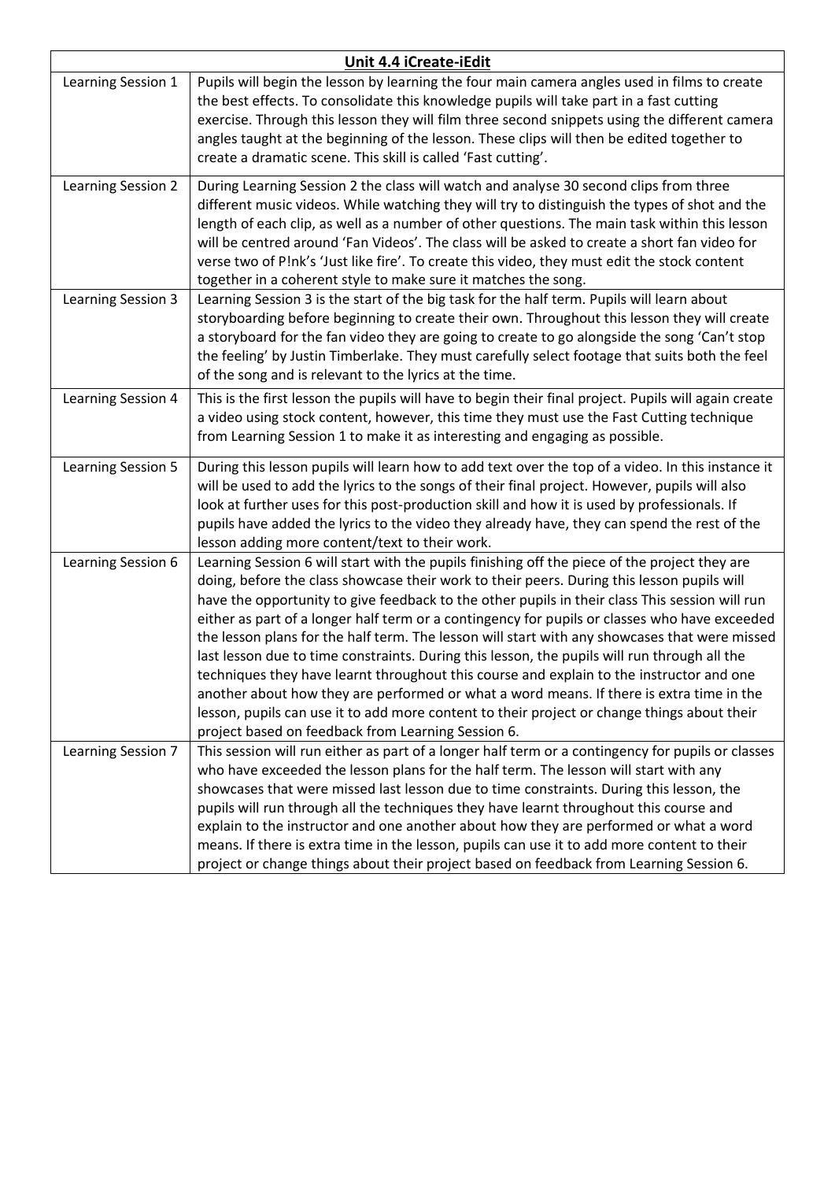| Unit 4.4 iCreate-iEdit | |
|---|---|
| Learning Session 1 | Pupils will begin the lesson by learning the four main camera angles used in films to create the best effects. To consolidate this knowledge pupils will take part in a fast cutting exercise. Through this lesson they will film three second snippets using the different camera angles taught at the beginning of the lesson. These clips will then be edited together to create a dramatic scene. This skill is called 'Fast cutting'. |
| Learning Session 2 | During Learning Session 2 the class will watch and analyse 30 second clips from three different music videos. While watching they will try to distinguish the types of shot and the length of each clip, as well as a number of other questions. The main task within this lesson will be centred around 'Fan Videos'. The class will be asked to create a short fan video for verse two of P!nk's 'Just like fire'. To create this video, they must edit the stock content together in a coherent style to make sure it matches the song. |
| Learning Session 3 | Learning Session 3 is the start of the big task for the half term. Pupils will learn about storyboarding before beginning to create their own. Throughout this lesson they will create a storyboard for the fan video they are going to create to go alongside the song 'Can't stop the feeling' by Justin Timberlake. They must carefully select footage that suits both the feel of the song and is relevant to the lyrics at the time. |
| Learning Session 4 | This is the first lesson the pupils will have to begin their final project. Pupils will again create a video using stock content, however, this time they must use the Fast Cutting technique from Learning Session 1 to make it as interesting and engaging as possible. |
| Learning Session 5 | During this lesson pupils will learn how to add text over the top of a video. In this instance it will be used to add the lyrics to the songs of their final project. However, pupils will also look at further uses for this post-production skill and how it is used by professionals. If pupils have added the lyrics to the video they already have, they can spend the rest of the lesson adding more content/text to their work. |
| Learning Session 6 | Learning Session 6 will start with the pupils finishing off the piece of the project they are doing, before the class showcase their work to their peers. During this lesson pupils will have the opportunity to give feedback to the other pupils in their class This session will run either as part of a longer half term or a contingency for pupils or classes who have exceeded the lesson plans for the half term. The lesson will start with any showcases that were missed last lesson due to time constraints. During this lesson, the pupils will run through all the techniques they have learnt throughout this course and explain to the instructor and one another about how they are performed or what a word means. If there is extra time in the lesson, pupils can use it to add more content to their project or change things about their project based on feedback from Learning Session 6. |
| Learning Session 7 | This session will run either as part of a longer half term or a contingency for pupils or classes who have exceeded the lesson plans for the half term. The lesson will start with any showcases that were missed last lesson due to time constraints. During this lesson, the pupils will run through all the techniques they have learnt throughout this course and explain to the instructor and one another about how they are performed or what a word means. If there is extra time in the lesson, pupils can use it to add more content to their project or change things about their project based on feedback from Learning Session 6. |